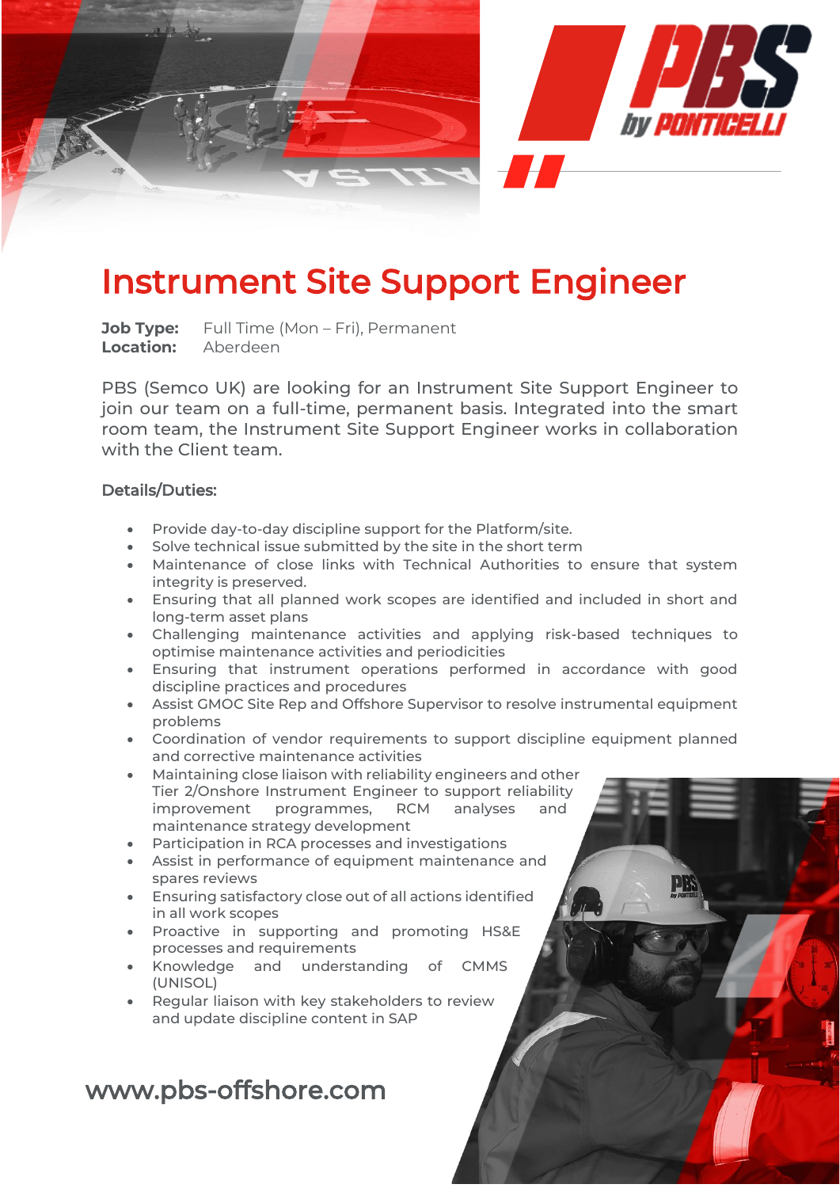# Instrument Site Support Engineer

**Job Type:** Full Time (Mon – Fri), Permanent
**Location:** Aberdeen

PBS (Semco UK) are looking for an Instrument Site Support Engineer to join our team on a full-time, permanent basis. Integrated into the smart room team, the Instrument Site Support Engineer works in collaboration with the Client team.

## Details/Duties:

- Provide day-to-day discipline support for the Platform/site.
- Solve technical issue submitted by the site in the short term
- Maintenance of close links with Technical Authorities to ensure that system integrity is preserved.
- Ensuring that all planned work scopes are identified and included in short and long-term asset plans
- Challenging maintenance activities and applying risk-based techniques to optimise maintenance activities and periodicities
- Ensuring that instrument operations performed in accordance with good discipline practices and procedures
- Assist GMOC Site Rep and Offshore Supervisor to resolve instrumental equipment problems
- Coordination of vendor requirements to support discipline equipment planned and corrective maintenance activities
- Maintaining close liaison with reliability engineers and other Tier 2/Onshore Instrument Engineer to support reliability improvement programmes, RCM analyses and maintenance strategy development
- Participation in RCA processes and investigations
- Assist in performance of equipment maintenance and spares reviews
- Ensuring satisfactory close out of all actions identified in all work scopes
- Proactive in supporting and promoting HS&E processes and requirements
- Knowledge and understanding of CMMS (UNISOL)
- Regular liaison with key stakeholders to review and update discipline content in SAP

www.pbs-offshore.com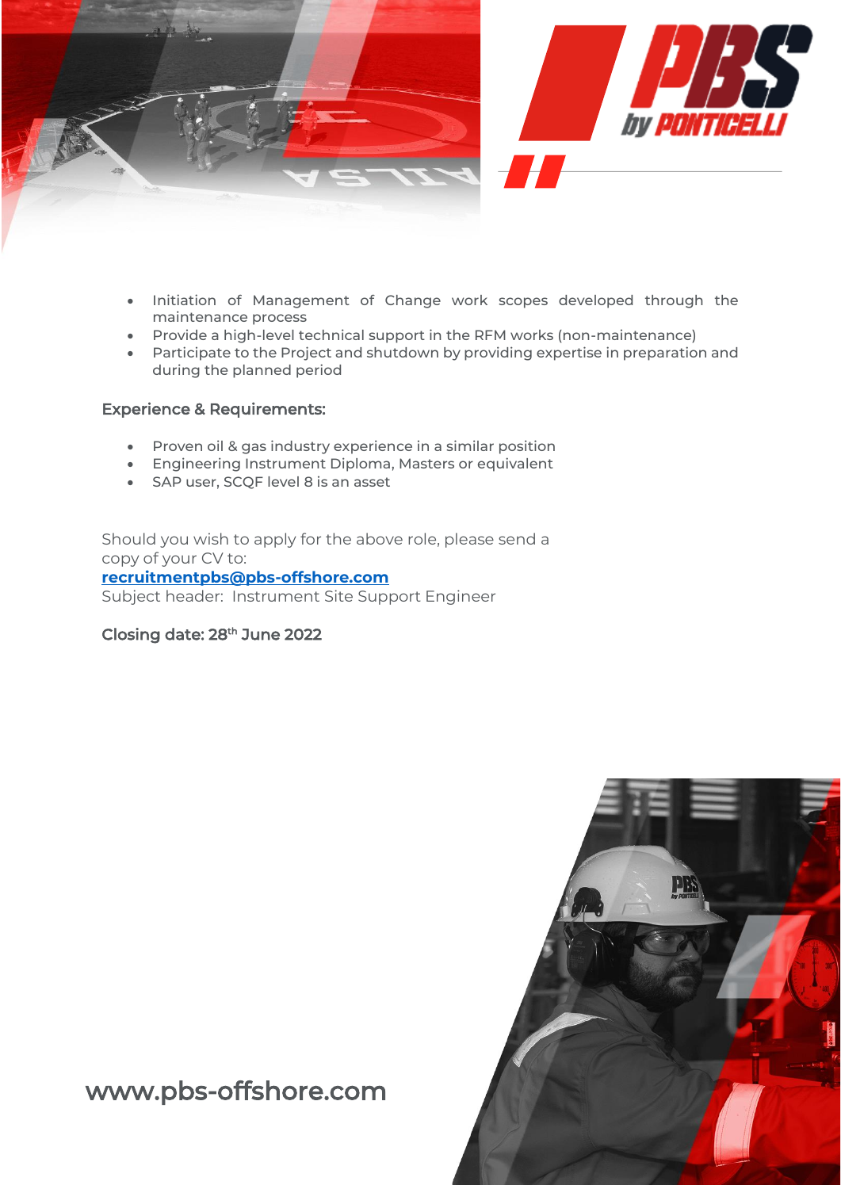- Initiation of Management of Change work scopes developed through the maintenance process
- Provide a high-level technical support in the RFM works (non-maintenance)
- Participate to the Project and shutdown by providing expertise in preparation and during the planned period

### Experience & Requirements:

- Proven oil & gas industry experience in a similar position
- Engineering Instrument Diploma, Masters or equivalent
- SAP user, SCQF level 8 is an asset

Should you wish to apply for the above role, please send a copy of your CV to:
[recruitmentpbs@pbs-offshore.com](mailto:recruitmentpbs@pbs-offshore.com)
Subject header: Instrument Site Support Engineer

**Closing date: 28th June 2022**

www.pbs-offshore.com